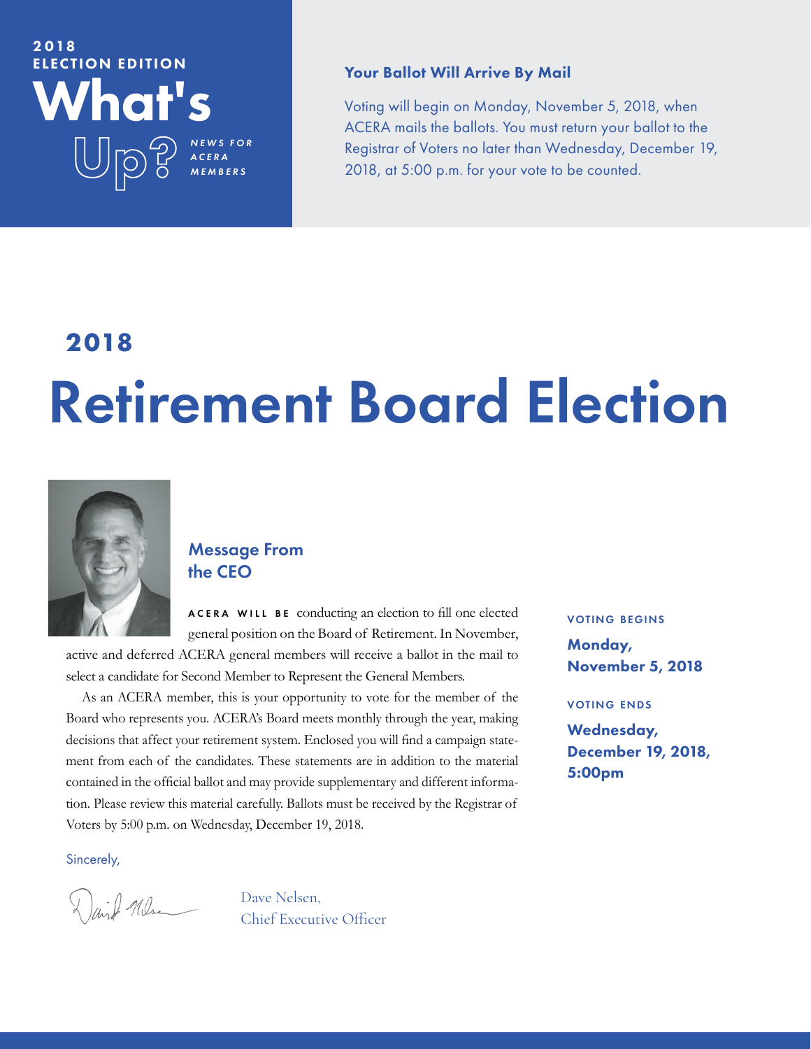2018 ELECTION EDITION

# What's Up?

*NEWS FOR ACERA MEMBERS*

### Your Ballot Will Arrive By Mail

Voting will begin on Monday, November 5, 2018, when ACERA mails the ballots. You must return your ballot to the Registrar of Voters no later than Wednesday, December 19, 2018, at 5:00 p.m. for your vote to be counted.

## 2018

# Retirement Board Election

### Message From the CEO

ACERA WILL BE conducting an election to fill one elected general position on the Board of Retirement. In November, active and deferred ACERA general members will receive a ballot in the mail to select a candidate for Second Member to Represent the General Members.

As an ACERA member, this is your opportunity to vote for the member of the Board who represents you. ACERA's Board meets monthly through the year, making decisions that affect your retirement system. Enclosed you will find a campaign statement from each of the candidates. These statements are in addition to the material contained in the official ballot and may provide supplementary and different information. Please review this material carefully. Ballots must be received by the Registrar of Voters by 5:00 p.m. on Wednesday, December 19, 2018.

Sincerely,

Dave Nelsen,
Chief Executive Officer

VOTING BEGINS

**Monday, November 5, 2018**

VOTING ENDS

**Wednesday, December 19, 2018, 5:00pm**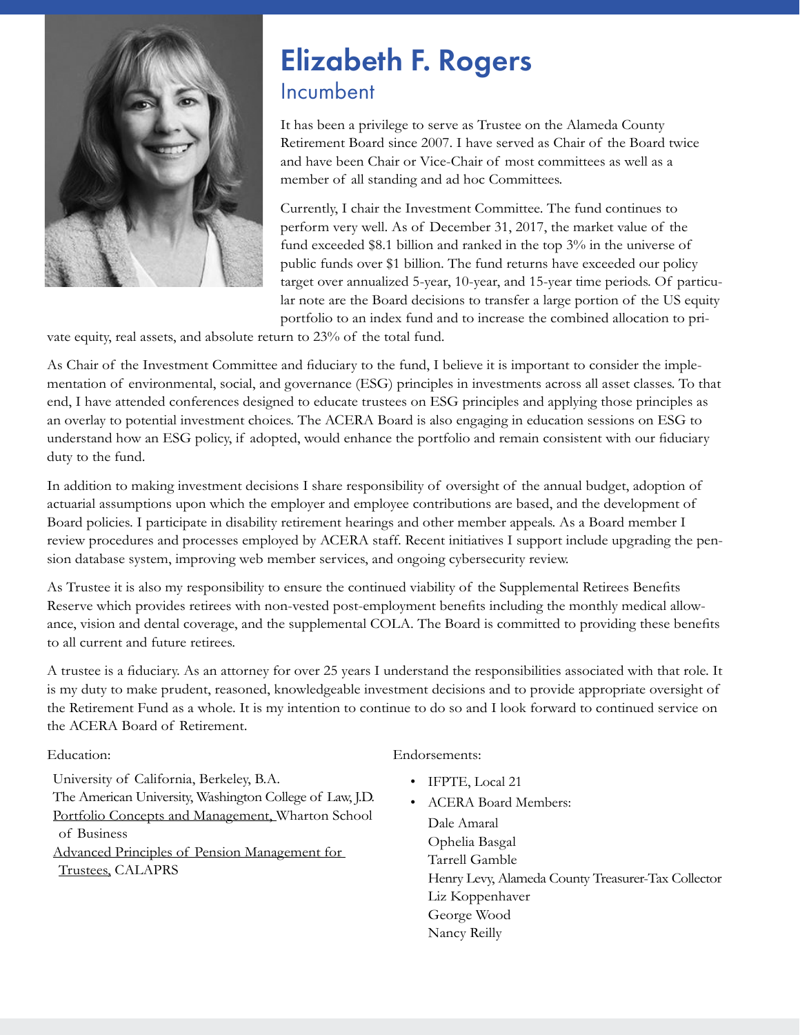# Elizabeth F. Rogers

## Incumbent

It has been a privilege to serve as Trustee on the Alameda County Retirement Board since 2007. I have served as Chair of the Board twice and have been Chair or Vice-Chair of most committees as well as a member of all standing and ad hoc Committees.

Currently, I chair the Investment Committee. The fund continues to perform very well. As of December 31, 2017, the market value of the fund exceeded $8.1 billion and ranked in the top 3% in the universe of public funds over $1 billion. The fund returns have exceeded our policy target over annualized 5-year, 10-year, and 15-year time periods. Of particular note are the Board decisions to transfer a large portion of the US equity portfolio to an index fund and to increase the combined allocation to private equity, real assets, and absolute return to 23% of the total fund.

As Chair of the Investment Committee and fiduciary to the fund, I believe it is important to consider the implementation of environmental, social, and governance (ESG) principles in investments across all asset classes. To that end, I have attended conferences designed to educate trustees on ESG principles and applying those principles as an overlay to potential investment choices. The ACERA Board is also engaging in education sessions on ESG to understand how an ESG policy, if adopted, would enhance the portfolio and remain consistent with our fiduciary duty to the fund.

In addition to making investment decisions I share responsibility of oversight of the annual budget, adoption of actuarial assumptions upon which the employer and employee contributions are based, and the development of Board policies. I participate in disability retirement hearings and other member appeals. As a Board member I review procedures and processes employed by ACERA staff. Recent initiatives I support include upgrading the pension database system, improving web member services, and ongoing cybersecurity review.

As Trustee it is also my responsibility to ensure the continued viability of the Supplemental Retirees Benefits Reserve which provides retirees with non-vested post-employment benefits including the monthly medical allowance, vision and dental coverage, and the supplemental COLA. The Board is committed to providing these benefits to all current and future retirees.

A trustee is a fiduciary. As an attorney for over 25 years I understand the responsibilities associated with that role. It is my duty to make prudent, reasoned, knowledgeable investment decisions and to provide appropriate oversight of the Retirement Fund as a whole. It is my intention to continue to do so and I look forward to continued service on the ACERA Board of Retirement.

Education:

University of California, Berkeley, B.A.
The American University, Washington College of Law, J.D.
Portfolio Concepts and Management, Wharton School of Business
Advanced Principles of Pension Management for Trustees, CALAPRS

Endorsements:

- IFPTE, Local 21
- ACERA Board Members:
  Dale Amaral
  Ophelia Basgal
  Tarrell Gamble
  Henry Levy, Alameda County Treasurer-Tax Collector
  Liz Koppenhaver
  George Wood
  Nancy Reilly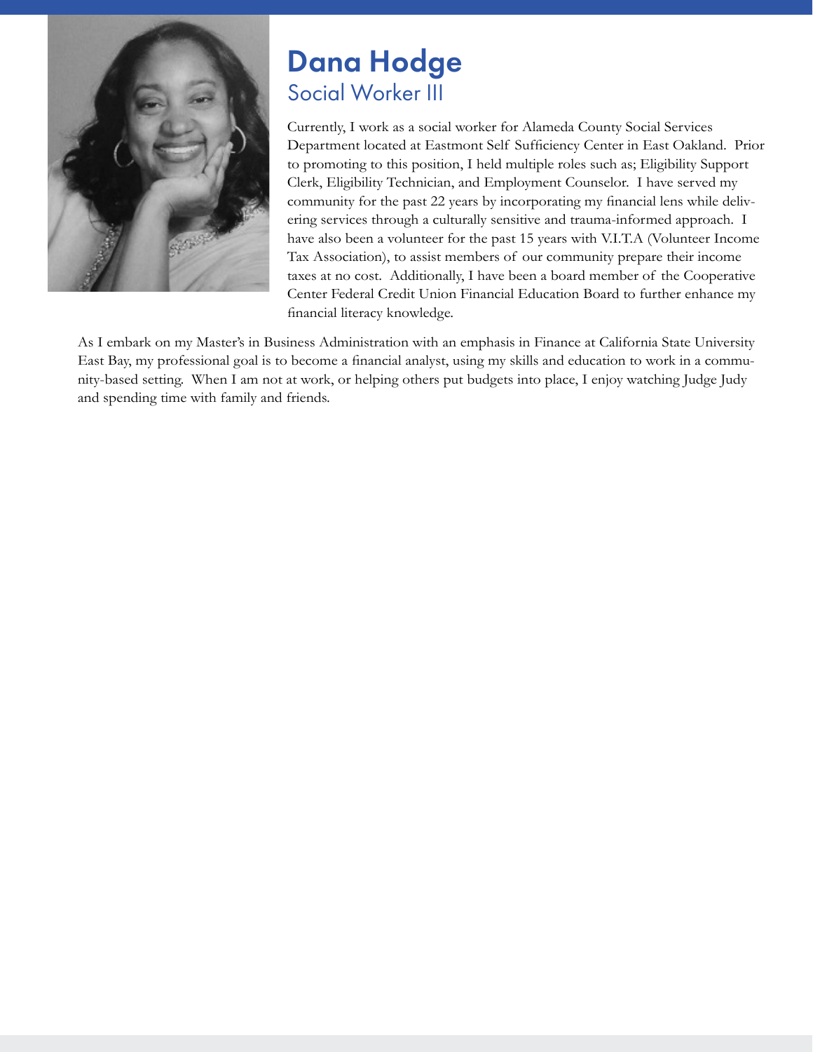# Dana Hodge

## Social Worker III

Currently, I work as a social worker for Alameda County Social Services Department located at Eastmont Self Sufficiency Center in East Oakland. Prior to promoting to this position, I held multiple roles such as; Eligibility Support Clerk, Eligibility Technician, and Employment Counselor. I have served my community for the past 22 years by incorporating my financial lens while delivering services through a culturally sensitive and trauma-informed approach. I have also been a volunteer for the past 15 years with V.I.T.A (Volunteer Income Tax Association), to assist members of our community prepare their income taxes at no cost. Additionally, I have been a board member of the Cooperative Center Federal Credit Union Financial Education Board to further enhance my financial literacy knowledge.

As I embark on my Master's in Business Administration with an emphasis in Finance at California State University East Bay, my professional goal is to become a financial analyst, using my skills and education to work in a community-based setting. When I am not at work, or helping others put budgets into place, I enjoy watching Judge Judy and spending time with family and friends.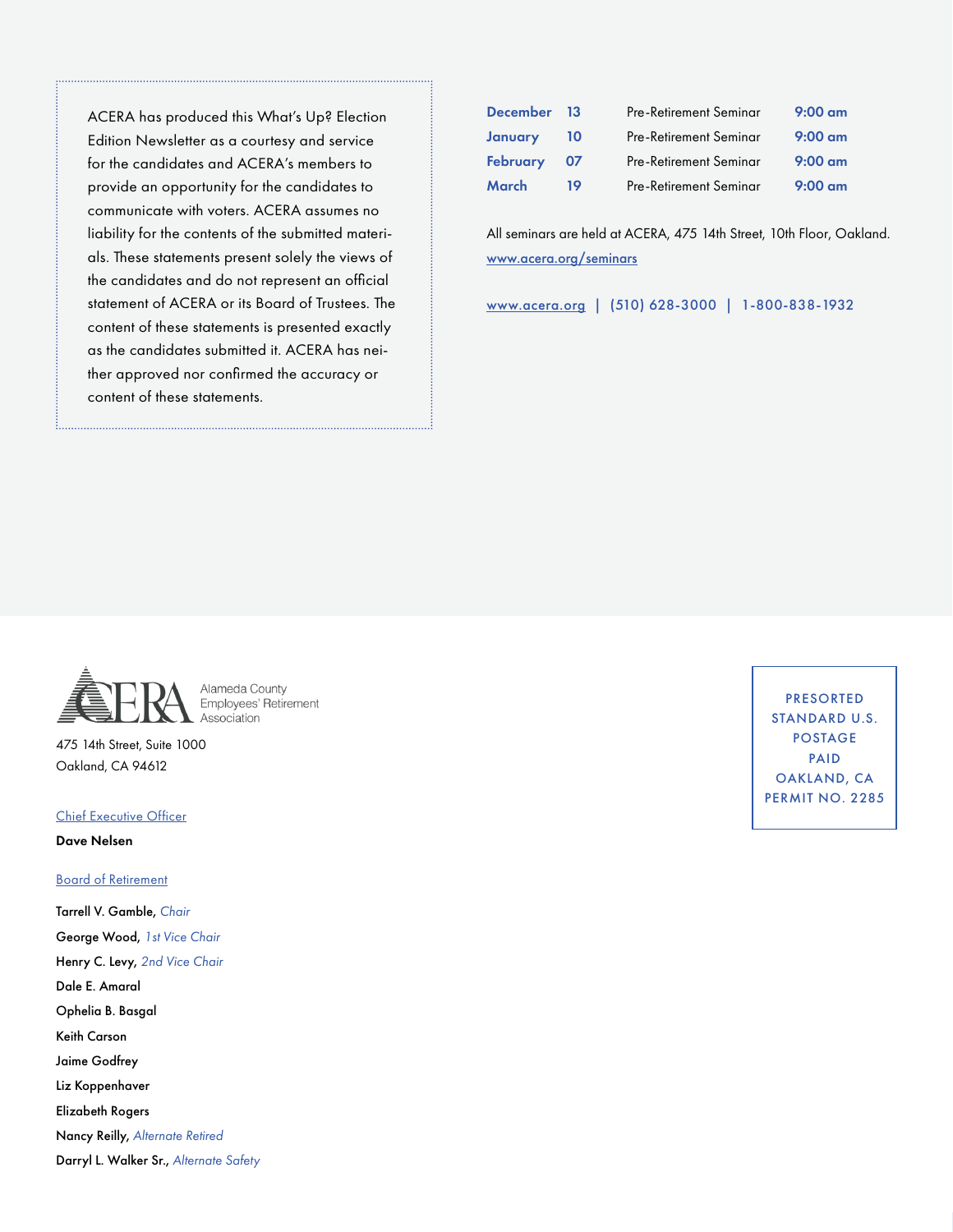ACERA has produced this What's Up? Election Edition Newsletter as a courtesy and service for the candidates and ACERA's members to provide an opportunity for the candidates to communicate with voters. ACERA assumes no liability for the contents of the submitted materials. These statements present solely the views of the candidates and do not represent an official statement of ACERA or its Board of Trustees. The content of these statements is presented exactly as the candidates submitted it. ACERA has neither approved nor confirmed the accuracy or content of these statements.

| | | | |
|---|---|---|---|
| **December** | **13** | Pre-Retirement Seminar | **9:00 am** |
| **January** | **10** | Pre-Retirement Seminar | **9:00 am** |
| **February** | **07** | Pre-Retirement Seminar | **9:00 am** |
| **March** | **19** | Pre-Retirement Seminar | **9:00 am** |

All seminars are held at ACERA, 475 14th Street, 10th Floor, Oakland.
www.acera.org/seminars

www.acera.org | (510) 628-3000 | 1-800-838-1932

ACERA Alameda County Employees' Retirement Association

475 14th Street, Suite 1000
Oakland, CA 94612

Chief Executive Officer

**Dave Nelsen**

Board of Retirement

Tarrell V. Gamble, *Chair*
George Wood, *1st Vice Chair*
Henry C. Levy, *2nd Vice Chair*
Dale E. Amaral
Ophelia B. Basgal
Keith Carson
Jaime Godfrey
Liz Koppenhaver
Elizabeth Rogers
Nancy Reilly, *Alternate Retired*
Darryl L. Walker Sr., *Alternate Safety*

PRESORTED STANDARD U.S. POSTAGE PAID OAKLAND, CA PERMIT NO. 2285